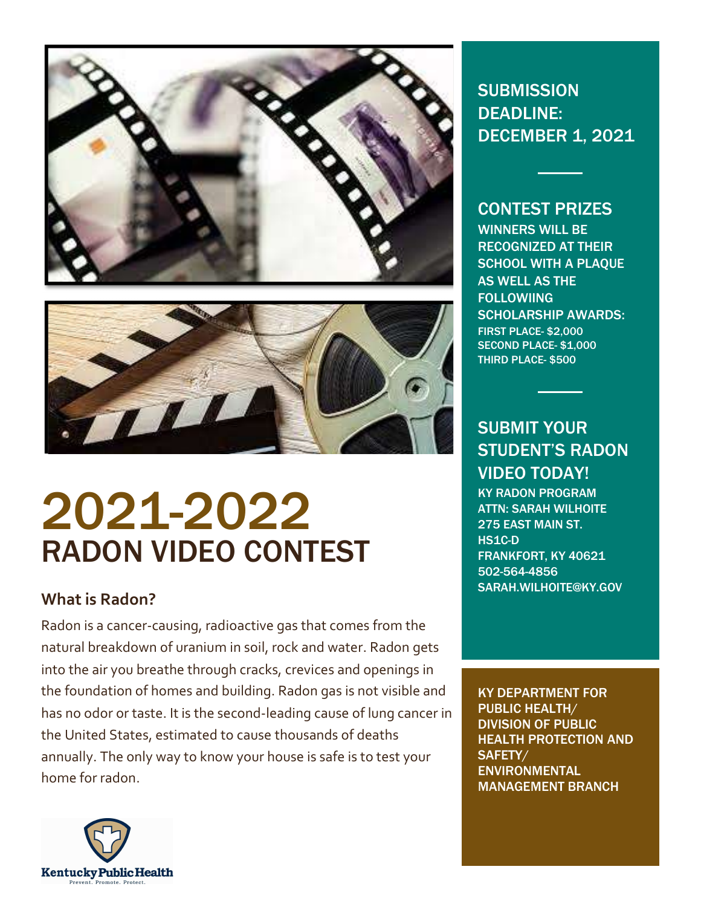# 2021-2022
## RADON VIDEO CONTEST

### What is Radon?

Radon is a cancer-causing, radioactive gas that comes from the natural breakdown of uranium in soil, rock and water. Radon gets into the air you breathe through cracks, crevices and openings in the foundation of homes and building. Radon gas is not visible and has no odor or taste. It is the second-leading cause of lung cancer in the United States, estimated to cause thousands of deaths annually. The only way to know your house is safe is to test your home for radon.

Kentucky Public Health

Prevent. Promote. Protect.

## SUBMISSION DEADLINE: DECEMBER 1, 2021

## CONTEST PRIZES

WINNERS WILL BE RECOGNIZED AT THEIR SCHOOL WITH A PLAQUE AS WELL AS THE FOLLOWIING SCHOLARSHIP AWARDS:

FIRST PLACE- $2,000
SECOND PLACE- $1,000
THIRD PLACE- $500

## SUBMIT YOUR STUDENT'S RADON VIDEO TODAY!

KY RADON PROGRAM
ATTN: SARAH WILHOITE
275 EAST MAIN ST.
HS1C-D
FRANKFORT, KY 40621
502-564-4856
SARAH.WILHOITE@KY.GOV

KY DEPARTMENT FOR PUBLIC HEALTH/ DIVISION OF PUBLIC HEALTH PROTECTION AND SAFETY/ ENVIRONMENTAL MANAGEMENT BRANCH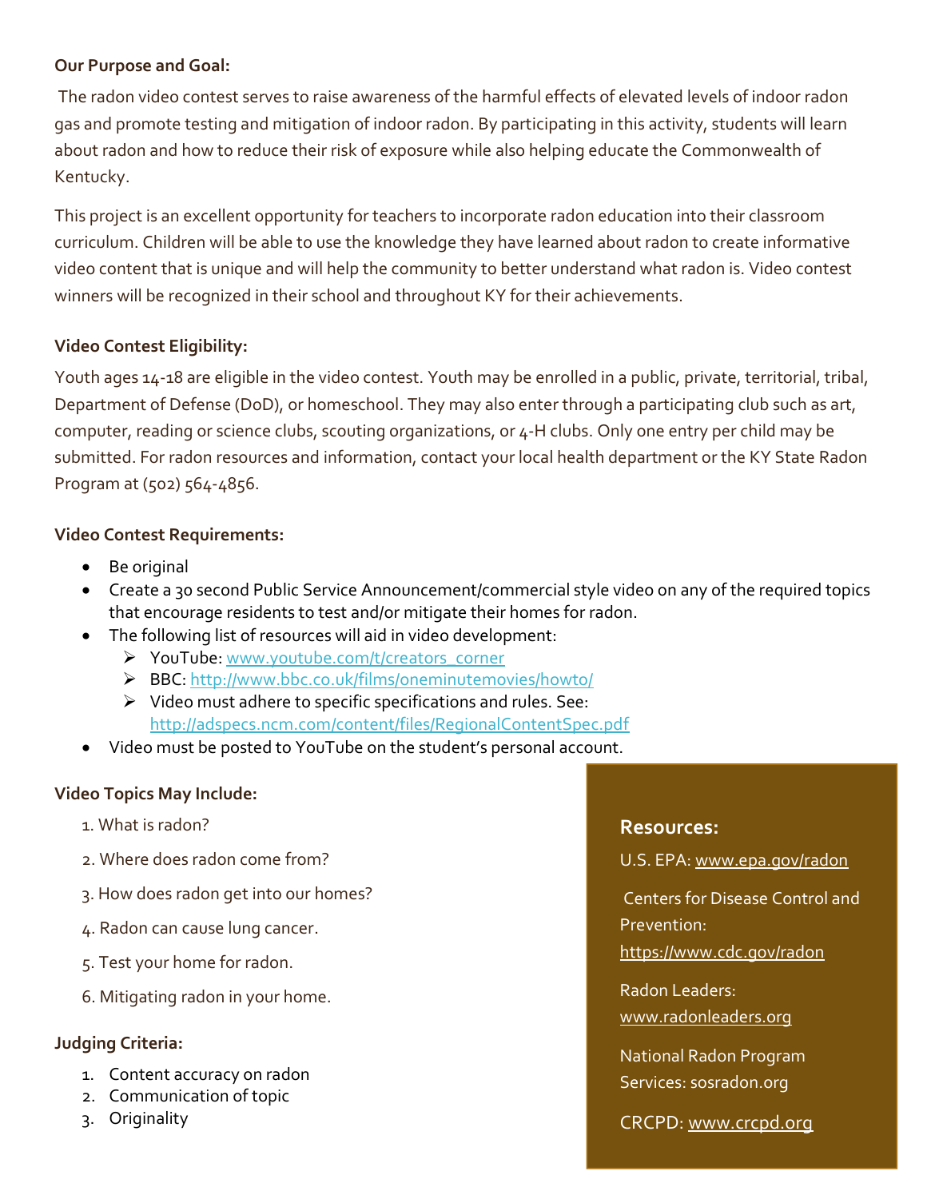**Our Purpose and Goal:**

The radon video contest serves to raise awareness of the harmful effects of elevated levels of indoor radon gas and promote testing and mitigation of indoor radon. By participating in this activity, students will learn about radon and how to reduce their risk of exposure while also helping educate the Commonwealth of Kentucky.

This project is an excellent opportunity for teachers to incorporate radon education into their classroom curriculum. Children will be able to use the knowledge they have learned about radon to create informative video content that is unique and will help the community to better understand what radon is. Video contest winners will be recognized in their school and throughout KY for their achievements.

**Video Contest Eligibility:**

Youth ages 14-18 are eligible in the video contest. Youth may be enrolled in a public, private, territorial, tribal, Department of Defense (DoD), or homeschool. They may also enter through a participating club such as art, computer, reading or science clubs, scouting organizations, or 4-H clubs. Only one entry per child may be submitted. For radon resources and information, contact your local health department or the KY State Radon Program at (502) 564-4856.

**Video Contest Requirements:**

- Be original
- Create a 30 second Public Service Announcement/commercial style video on any of the required topics that encourage residents to test and/or mitigate their homes for radon.
- The following list of resources will aid in video development:
  - YouTube: www.youtube.com/t/creators_corner
  - BBC: http://www.bbc.co.uk/films/oneminutemovies/howto/
  - Video must adhere to specific specifications and rules. See: http://adspecs.ncm.com/content/files/RegionalContentSpec.pdf
- Video must be posted to YouTube on the student's personal account.

**Video Topics May Include:**

1. What is radon?
2. Where does radon come from?
3. How does radon get into our homes?
4. Radon can cause lung cancer.
5. Test your home for radon.
6. Mitigating radon in your home.

**Judging Criteria:**

1. Content accuracy on radon
2. Communication of topic
3. Originality

**Resources:**

U.S. EPA: www.epa.gov/radon

Centers for Disease Control and Prevention: https://www.cdc.gov/radon

Radon Leaders: www.radonleaders.org

National Radon Program Services: sosradon.org

CRCPD: www.crcpd.org